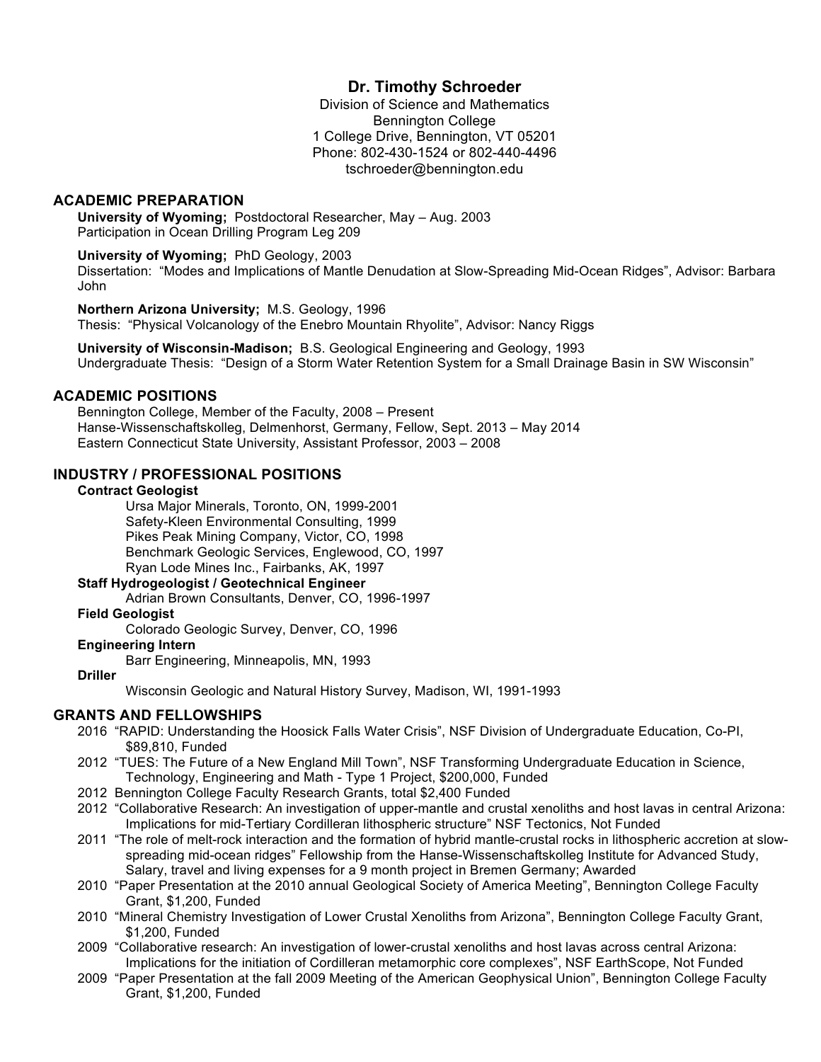# Dr. Timothy Schroeder

Division of Science and Mathematics
Bennington College
1 College Drive, Bennington, VT 05201
Phone: 802-430-1524 or 802-440-4496
tschroeder@bennington.edu

## ACADEMIC PREPARATION

**University of Wyoming;** Postdoctoral Researcher, May – Aug. 2003
Participation in Ocean Drilling Program Leg 209

**University of Wyoming;** PhD Geology, 2003
Dissertation: "Modes and Implications of Mantle Denudation at Slow-Spreading Mid-Ocean Ridges", Advisor: Barbara John

**Northern Arizona University;** M.S. Geology, 1996
Thesis: "Physical Volcanology of the Enebro Mountain Rhyolite", Advisor: Nancy Riggs

**University of Wisconsin-Madison;** B.S. Geological Engineering and Geology, 1993
Undergraduate Thesis: "Design of a Storm Water Retention System for a Small Drainage Basin in SW Wisconsin"

## ACADEMIC POSITIONS

Bennington College, Member of the Faculty, 2008 – Present
Hanse-Wissenschaftskolleg, Delmenhorst, Germany, Fellow, Sept. 2013 – May 2014
Eastern Connecticut State University, Assistant Professor, 2003 – 2008

## INDUSTRY / PROFESSIONAL POSITIONS

**Contract Geologist**

- Ursa Major Minerals, Toronto, ON, 1999-2001
- Safety-Kleen Environmental Consulting, 1999
- Pikes Peak Mining Company, Victor, CO, 1998
- Benchmark Geologic Services, Englewood, CO, 1997
- Ryan Lode Mines Inc., Fairbanks, AK, 1997

**Staff Hydrogeologist / Geotechnical Engineer**

- Adrian Brown Consultants, Denver, CO, 1996-1997

**Field Geologist**

- Colorado Geologic Survey, Denver, CO, 1996

**Engineering Intern**

- Barr Engineering, Minneapolis, MN, 1993

**Driller**

- Wisconsin Geologic and Natural History Survey, Madison, WI, 1991-1993

## GRANTS AND FELLOWSHIPS

- 2016 "RAPID: Understanding the Hoosick Falls Water Crisis", NSF Division of Undergraduate Education, Co-PI, $89,810, Funded
- 2012 "TUES: The Future of a New England Mill Town", NSF Transforming Undergraduate Education in Science, Technology, Engineering and Math - Type 1 Project, $200,000, Funded
- 2012 Bennington College Faculty Research Grants, total $2,400 Funded
- 2012 "Collaborative Research: An investigation of upper-mantle and crustal xenoliths and host lavas in central Arizona: Implications for mid-Tertiary Cordilleran lithospheric structure" NSF Tectonics, Not Funded
- 2011 "The role of melt-rock interaction and the formation of hybrid mantle-crustal rocks in lithospheric accretion at slow-spreading mid-ocean ridges" Fellowship from the Hanse-Wissenschaftskolleg Institute for Advanced Study, Salary, travel and living expenses for a 9 month project in Bremen Germany; Awarded
- 2010 "Paper Presentation at the 2010 annual Geological Society of America Meeting", Bennington College Faculty Grant, $1,200, Funded
- 2010 "Mineral Chemistry Investigation of Lower Crustal Xenoliths from Arizona", Bennington College Faculty Grant, $1,200, Funded
- 2009 "Collaborative research: An investigation of lower-crustal xenoliths and host lavas across central Arizona: Implications for the initiation of Cordilleran metamorphic core complexes", NSF EarthScope, Not Funded
- 2009 "Paper Presentation at the fall 2009 Meeting of the American Geophysical Union", Bennington College Faculty Grant, $1,200, Funded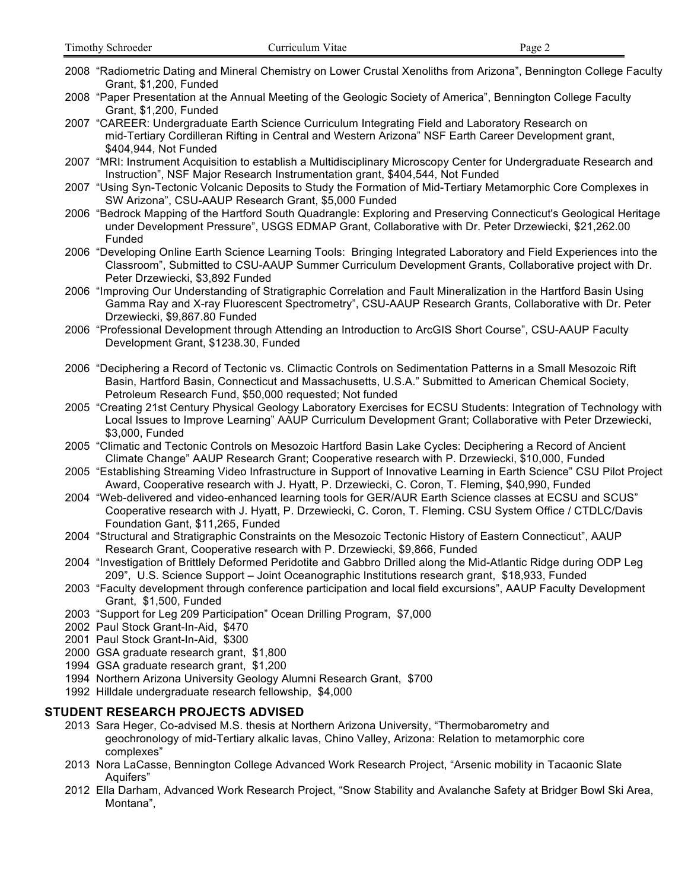2008 "Radiometric Dating and Mineral Chemistry on Lower Crustal Xenoliths from Arizona", Bennington College Faculty Grant, $1,200, Funded

2008 "Paper Presentation at the Annual Meeting of the Geologic Society of America", Bennington College Faculty Grant, $1,200, Funded

2007 "CAREER: Undergraduate Earth Science Curriculum Integrating Field and Laboratory Research on mid-Tertiary Cordilleran Rifting in Central and Western Arizona" NSF Earth Career Development grant, $404,944, Not Funded

2007 "MRI: Instrument Acquisition to establish a Multidisciplinary Microscopy Center for Undergraduate Research and Instruction", NSF Major Research Instrumentation grant, $404,544, Not Funded

2007 "Using Syn-Tectonic Volcanic Deposits to Study the Formation of Mid-Tertiary Metamorphic Core Complexes in SW Arizona", CSU-AAUP Research Grant, $5,000 Funded

2006 "Bedrock Mapping of the Hartford South Quadrangle: Exploring and Preserving Connecticut's Geological Heritage under Development Pressure", USGS EDMAP Grant, Collaborative with Dr. Peter Drzewiecki, $21,262.00 Funded

2006 "Developing Online Earth Science Learning Tools: Bringing Integrated Laboratory and Field Experiences into the Classroom", Submitted to CSU-AAUP Summer Curriculum Development Grants, Collaborative project with Dr. Peter Drzewiecki, $3,892 Funded

2006 "Improving Our Understanding of Stratigraphic Correlation and Fault Mineralization in the Hartford Basin Using Gamma Ray and X-ray Fluorescent Spectrometry", CSU-AAUP Research Grants, Collaborative with Dr. Peter Drzewiecki, $9,867.80 Funded

2006 "Professional Development through Attending an Introduction to ArcGIS Short Course", CSU-AAUP Faculty Development Grant, $1238.30, Funded

2006 "Deciphering a Record of Tectonic vs. Climactic Controls on Sedimentation Patterns in a Small Mesozoic Rift Basin, Hartford Basin, Connecticut and Massachusetts, U.S.A." Submitted to American Chemical Society, Petroleum Research Fund, $50,000 requested; Not funded

2005 "Creating 21st Century Physical Geology Laboratory Exercises for ECSU Students: Integration of Technology with Local Issues to Improve Learning" AAUP Curriculum Development Grant; Collaborative with Peter Drzewiecki, $3,000, Funded

2005 "Climatic and Tectonic Controls on Mesozoic Hartford Basin Lake Cycles: Deciphering a Record of Ancient Climate Change" AAUP Research Grant; Cooperative research with P. Drzewiecki, $10,000, Funded

2005 "Establishing Streaming Video Infrastructure in Support of Innovative Learning in Earth Science" CSU Pilot Project Award, Cooperative research with J. Hyatt, P. Drzewiecki, C. Coron, T. Fleming, $40,990, Funded

2004 "Web-delivered and video-enhanced learning tools for GER/AUR Earth Science classes at ECSU and SCUS" Cooperative research with J. Hyatt, P. Drzewiecki, C. Coron, T. Fleming. CSU System Office / CTDLC/Davis Foundation Gant, $11,265, Funded

2004 "Structural and Stratigraphic Constraints on the Mesozoic Tectonic History of Eastern Connecticut", AAUP Research Grant, Cooperative research with P. Drzewiecki, $9,866, Funded

2004 "Investigation of Brittlely Deformed Peridotite and Gabbro Drilled along the Mid-Atlantic Ridge during ODP Leg 209", U.S. Science Support – Joint Oceanographic Institutions research grant, $18,933, Funded

2003 "Faculty development through conference participation and local field excursions", AAUP Faculty Development Grant, $1,500, Funded

2003 "Support for Leg 209 Participation" Ocean Drilling Program, $7,000

2002 Paul Stock Grant-In-Aid, $470

2001 Paul Stock Grant-In-Aid, $300

2000 GSA graduate research grant, $1,800

1994 GSA graduate research grant, $1,200

1994 Northern Arizona University Geology Alumni Research Grant, $700

1992 Hilldale undergraduate research fellowship, $4,000

## STUDENT RESEARCH PROJECTS ADVISED

2013 Sara Heger, Co-advised M.S. thesis at Northern Arizona University, "Thermobarometry and geochronology of mid-Tertiary alkalic lavas, Chino Valley, Arizona: Relation to metamorphic core complexes"

2013 Nora LaCasse, Bennington College Advanced Work Research Project, "Arsenic mobility in Tacaonic Slate Aquifers"

2012 Ella Darham, Advanced Work Research Project, "Snow Stability and Avalanche Safety at Bridger Bowl Ski Area, Montana",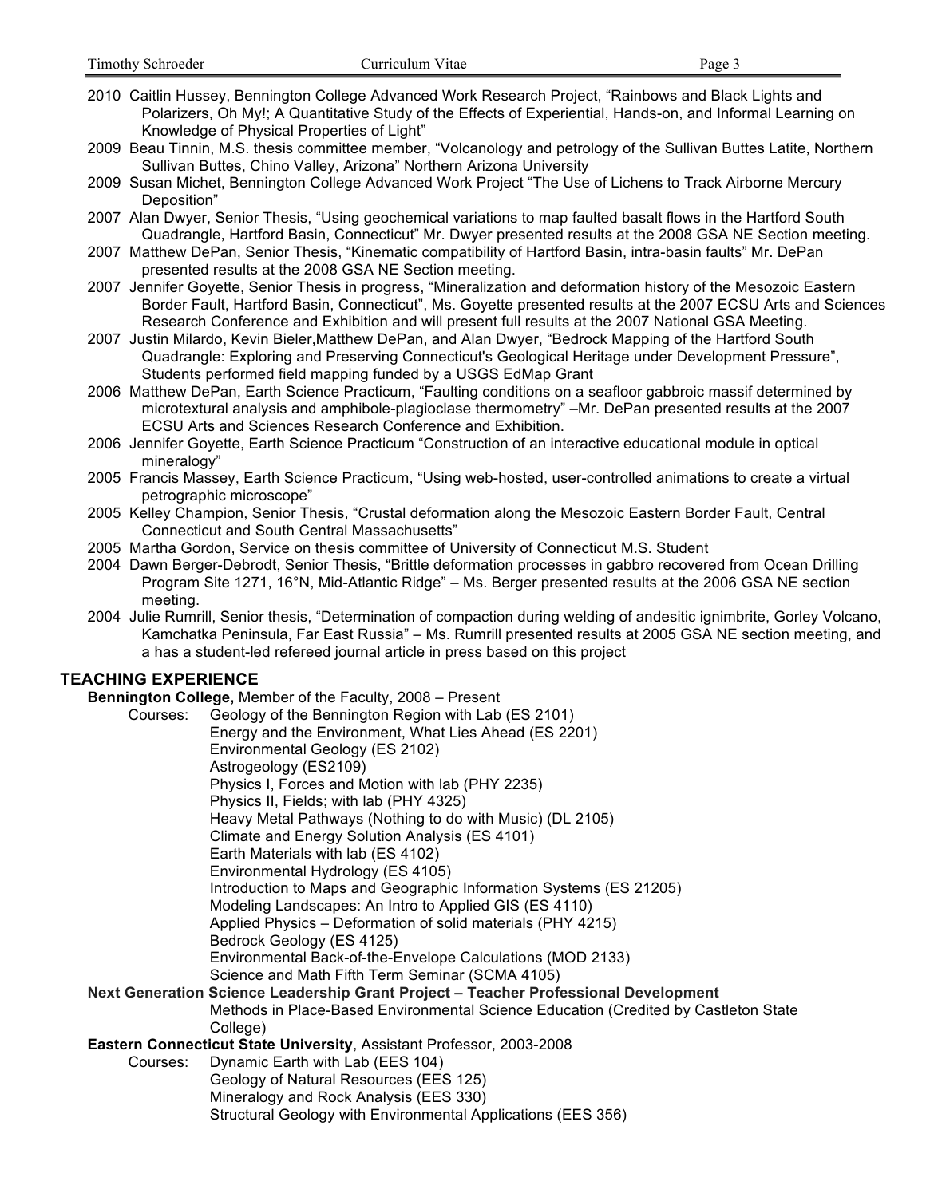- 2010 Caitlin Hussey, Bennington College Advanced Work Research Project, “Rainbows and Black Lights and Polarizers, Oh My!; A Quantitative Study of the Effects of Experiential, Hands-on, and Informal Learning on Knowledge of Physical Properties of Light”
- 2009 Beau Tinnin, M.S. thesis committee member, “Volcanology and petrology of the Sullivan Buttes Latite, Northern Sullivan Buttes, Chino Valley, Arizona” Northern Arizona University
- 2009 Susan Michet, Bennington College Advanced Work Project “The Use of Lichens to Track Airborne Mercury Deposition”
- 2007 Alan Dwyer, Senior Thesis, “Using geochemical variations to map faulted basalt flows in the Hartford South Quadrangle, Hartford Basin, Connecticut” Mr. Dwyer presented results at the 2008 GSA NE Section meeting.
- 2007 Matthew DePan, Senior Thesis, “Kinematic compatibility of Hartford Basin, intra-basin faults” Mr. DePan presented results at the 2008 GSA NE Section meeting.
- 2007 Jennifer Goyette, Senior Thesis in progress, “Mineralization and deformation history of the Mesozoic Eastern Border Fault, Hartford Basin, Connecticut”, Ms. Goyette presented results at the 2007 ECSU Arts and Sciences Research Conference and Exhibition and will present full results at the 2007 National GSA Meeting.
- 2007 Justin Milardo, Kevin Bieler,Matthew DePan, and Alan Dwyer, “Bedrock Mapping of the Hartford South Quadrangle: Exploring and Preserving Connecticut's Geological Heritage under Development Pressure”, Students performed field mapping funded by a USGS EdMap Grant
- 2006 Matthew DePan, Earth Science Practicum, “Faulting conditions on a seafloor gabbroic massif determined by microtextural analysis and amphibole-plagioclase thermometry” –Mr. DePan presented results at the 2007 ECSU Arts and Sciences Research Conference and Exhibition.
- 2006 Jennifer Goyette, Earth Science Practicum “Construction of an interactive educational module in optical mineralogy”
- 2005 Francis Massey, Earth Science Practicum, “Using web-hosted, user-controlled animations to create a virtual petrographic microscope”
- 2005 Kelley Champion, Senior Thesis, “Crustal deformation along the Mesozoic Eastern Border Fault, Central Connecticut and South Central Massachusetts”
- 2005 Martha Gordon, Service on thesis committee of University of Connecticut M.S. Student
- 2004 Dawn Berger-Debrodt, Senior Thesis, “Brittle deformation processes in gabbro recovered from Ocean Drilling Program Site 1271, 16°N, Mid-Atlantic Ridge” – Ms. Berger presented results at the 2006 GSA NE section meeting.
- 2004 Julie Rumrill, Senior thesis, “Determination of compaction during welding of andesitic ignimbrite, Gorley Volcano, Kamchatka Peninsula, Far East Russia” – Ms. Rumrill presented results at 2005 GSA NE section meeting, and a has a student-led refereed journal article in press based on this project

## TEACHING EXPERIENCE

**Bennington College,** Member of the Faculty, 2008 – Present

Courses:
- Geology of the Bennington Region with Lab (ES 2101)
- Energy and the Environment, What Lies Ahead (ES 2201)
- Environmental Geology (ES 2102)
- Astrogeology (ES2109)
- Physics I, Forces and Motion with lab (PHY 2235)
- Physics II, Fields; with lab (PHY 4325)
- Heavy Metal Pathways (Nothing to do with Music) (DL 2105)
- Climate and Energy Solution Analysis (ES 4101)
- Earth Materials with lab (ES 4102)
- Environmental Hydrology (ES 4105)
- Introduction to Maps and Geographic Information Systems (ES 21205)
- Modeling Landscapes: An Intro to Applied GIS (ES 4110)
- Applied Physics – Deformation of solid materials (PHY 4215)
- Bedrock Geology (ES 4125)
- Environmental Back-of-the-Envelope Calculations (MOD 2133)
- Science and Math Fifth Term Seminar (SCMA 4105)

**Next Generation Science Leadership Grant Project – Teacher Professional Development**
- Methods in Place-Based Environmental Science Education (Credited by Castleton State College)

**Eastern Connecticut State University**, Assistant Professor, 2003-2008

Courses:
- Dynamic Earth with Lab (EES 104)
- Geology of Natural Resources (EES 125)
- Mineralogy and Rock Analysis (EES 330)
- Structural Geology with Environmental Applications (EES 356)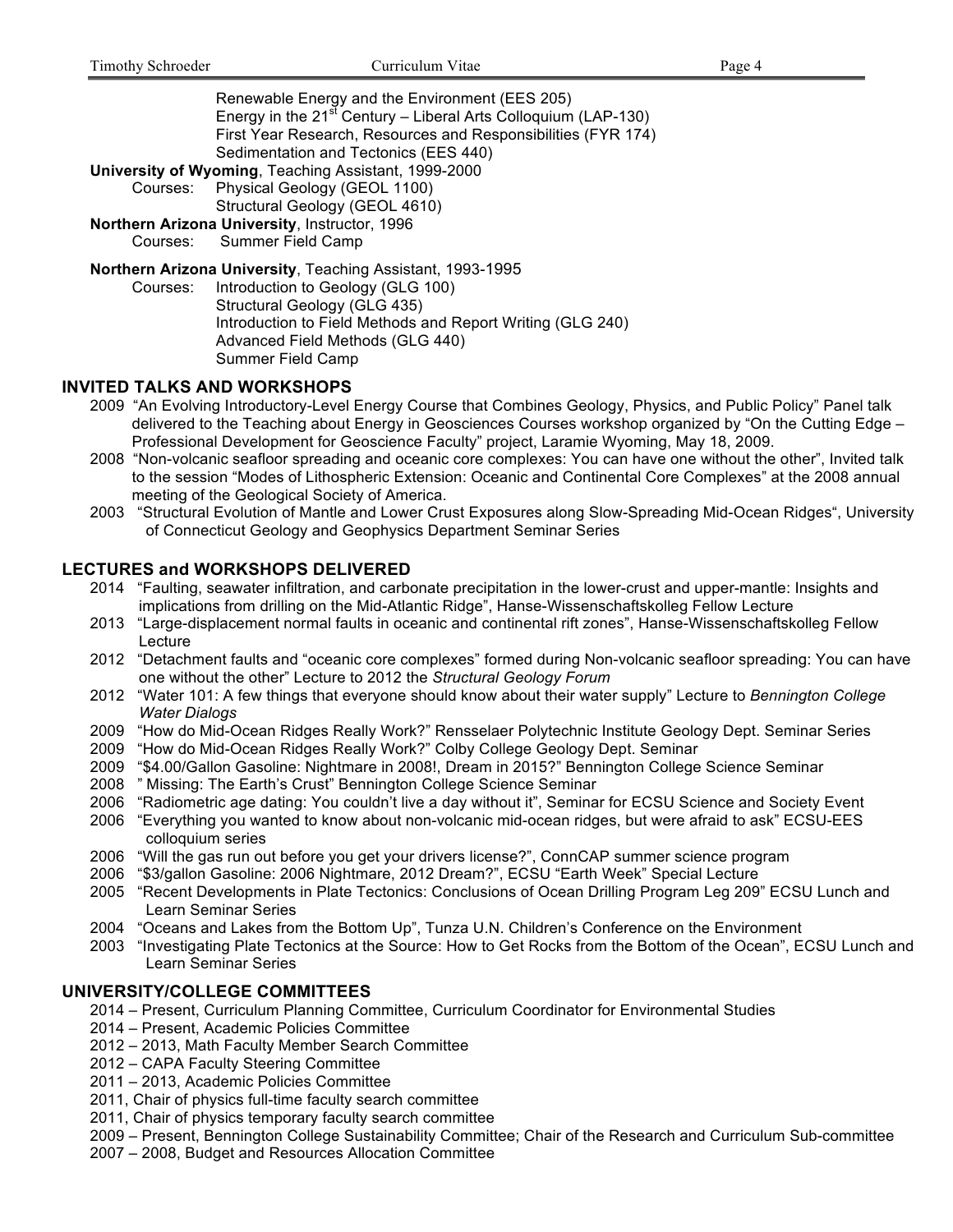Renewable Energy and the Environment (EES 205)
Energy in the 21st Century – Liberal Arts Colloquium (LAP-130)
First Year Research, Resources and Responsibilities (FYR 174)
Sedimentation and Tectonics (EES 440)

**University of Wyoming**, Teaching Assistant, 1999-2000
Courses: Physical Geology (GEOL 1100)
Structural Geology (GEOL 4610)

**Northern Arizona University**, Instructor, 1996
Courses: Summer Field Camp

**Northern Arizona University**, Teaching Assistant, 1993-1995
Courses: Introduction to Geology (GLG 100)
Structural Geology (GLG 435)
Introduction to Field Methods and Report Writing (GLG 240)
Advanced Field Methods (GLG 440)
Summer Field Camp

## INVITED TALKS AND WORKSHOPS

2009 "An Evolving Introductory-Level Energy Course that Combines Geology, Physics, and Public Policy" Panel talk delivered to the Teaching about Energy in Geosciences Courses workshop organized by "On the Cutting Edge – Professional Development for Geoscience Faculty" project, Laramie Wyoming, May 18, 2009.

2008 "Non-volcanic seafloor spreading and oceanic core complexes: You can have one without the other", Invited talk to the session "Modes of Lithospheric Extension: Oceanic and Continental Core Complexes" at the 2008 annual meeting of the Geological Society of America.

2003 "Structural Evolution of Mantle and Lower Crust Exposures along Slow-Spreading Mid-Ocean Ridges", University of Connecticut Geology and Geophysics Department Seminar Series

## LECTURES and WORKSHOPS DELIVERED

2014 "Faulting, seawater infiltration, and carbonate precipitation in the lower-crust and upper-mantle: Insights and implications from drilling on the Mid-Atlantic Ridge", Hanse-Wissenschaftskolleg Fellow Lecture

2013 "Large-displacement normal faults in oceanic and continental rift zones", Hanse-Wissenschaftskolleg Fellow Lecture

2012 "Detachment faults and "oceanic core complexes" formed during Non-volcanic seafloor spreading: You can have one without the other" Lecture to 2012 the *Structural Geology Forum*

2012 "Water 101: A few things that everyone should know about their water supply" Lecture to *Bennington College Water Dialogs*

2009 "How do Mid-Ocean Ridges Really Work?" Rensselaer Polytechnic Institute Geology Dept. Seminar Series

2009 "How do Mid-Ocean Ridges Really Work?" Colby College Geology Dept. Seminar

2009 "$4.00/Gallon Gasoline: Nightmare in 2008!, Dream in 2015?" Bennington College Science Seminar

2008 " Missing: The Earth's Crust" Bennington College Science Seminar

2006 "Radiometric age dating: You couldn't live a day without it", Seminar for ECSU Science and Society Event

2006 "Everything you wanted to know about non-volcanic mid-ocean ridges, but were afraid to ask" ECSU-EES colloquium series

2006 "Will the gas run out before you get your drivers license?", ConnCAP summer science program

2006 "$3/gallon Gasoline: 2006 Nightmare, 2012 Dream?", ECSU "Earth Week" Special Lecture

2005 "Recent Developments in Plate Tectonics: Conclusions of Ocean Drilling Program Leg 209" ECSU Lunch and Learn Seminar Series

2004 "Oceans and Lakes from the Bottom Up", Tunza U.N. Children's Conference on the Environment

2003 "Investigating Plate Tectonics at the Source: How to Get Rocks from the Bottom of the Ocean", ECSU Lunch and Learn Seminar Series

## UNIVERSITY/COLLEGE COMMITTEES

2014 – Present, Curriculum Planning Committee, Curriculum Coordinator for Environmental Studies
2014 – Present, Academic Policies Committee
2012 – 2013, Math Faculty Member Search Committee
2012 – CAPA Faculty Steering Committee
2011 – 2013, Academic Policies Committee
2011, Chair of physics full-time faculty search committee
2011, Chair of physics temporary faculty search committee
2009 – Present, Bennington College Sustainability Committee; Chair of the Research and Curriculum Sub-committee
2007 – 2008, Budget and Resources Allocation Committee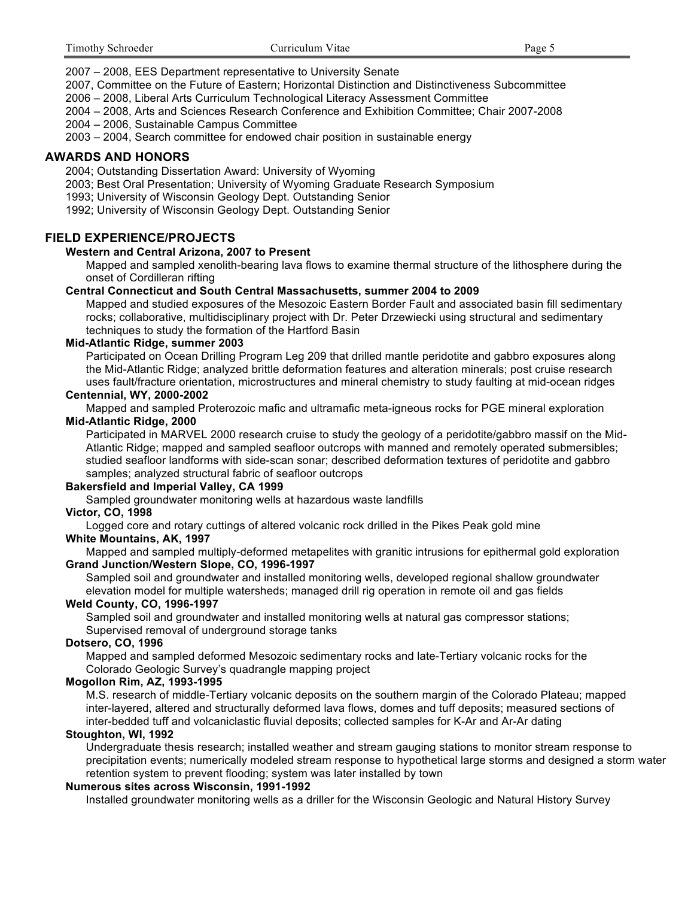2007 – 2008, EES Department representative to University Senate
2007, Committee on the Future of Eastern; Horizontal Distinction and Distinctiveness Subcommittee
2006 – 2008, Liberal Arts Curriculum Technological Literacy Assessment Committee
2004 – 2008, Arts and Sciences Research Conference and Exhibition Committee; Chair 2007-2008
2004 – 2006, Sustainable Campus Committee
2003 – 2004, Search committee for endowed chair position in sustainable energy

## AWARDS AND HONORS

2004; Outstanding Dissertation Award: University of Wyoming
2003; Best Oral Presentation; University of Wyoming Graduate Research Symposium
1993; University of Wisconsin Geology Dept. Outstanding Senior
1992; University of Wisconsin Geology Dept. Outstanding Senior

## FIELD EXPERIENCE/PROJECTS

**Western and Central Arizona, 2007 to Present**
Mapped and sampled xenolith-bearing lava flows to examine thermal structure of the lithosphere during the onset of Cordilleran rifting

**Central Connecticut and South Central Massachusetts, summer 2004 to 2009**
Mapped and studied exposures of the Mesozoic Eastern Border Fault and associated basin fill sedimentary rocks; collaborative, multidisciplinary project with Dr. Peter Drzewiecki using structural and sedimentary techniques to study the formation of the Hartford Basin

**Mid-Atlantic Ridge, summer 2003**
Participated on Ocean Drilling Program Leg 209 that drilled mantle peridotite and gabbro exposures along the Mid-Atlantic Ridge; analyzed brittle deformation features and alteration minerals; post cruise research uses fault/fracture orientation, microstructures and mineral chemistry to study faulting at mid-ocean ridges

**Centennial, WY, 2000-2002**
Mapped and sampled Proterozoic mafic and ultramafic meta-igneous rocks for PGE mineral exploration

**Mid-Atlantic Ridge, 2000**
Participated in MARVEL 2000 research cruise to study the geology of a peridotite/gabbro massif on the Mid-Atlantic Ridge; mapped and sampled seafloor outcrops with manned and remotely operated submersibles; studied seafloor landforms with side-scan sonar; described deformation textures of peridotite and gabbro samples; analyzed structural fabric of seafloor outcrops

**Bakersfield and Imperial Valley, CA 1999**
Sampled groundwater monitoring wells at hazardous waste landfills

**Victor, CO, 1998**
Logged core and rotary cuttings of altered volcanic rock drilled in the Pikes Peak gold mine

**White Mountains, AK, 1997**
Mapped and sampled multiply-deformed metapelites with granitic intrusions for epithermal gold exploration

**Grand Junction/Western Slope, CO, 1996-1997**
Sampled soil and groundwater and installed monitoring wells, developed regional shallow groundwater elevation model for multiple watersheds; managed drill rig operation in remote oil and gas fields

**Weld County, CO, 1996-1997**
Sampled soil and groundwater and installed monitoring wells at natural gas compressor stations; Supervised removal of underground storage tanks

**Dotsero, CO, 1996**
Mapped and sampled deformed Mesozoic sedimentary rocks and late-Tertiary volcanic rocks for the Colorado Geologic Survey's quadrangle mapping project

**Mogollon Rim, AZ, 1993-1995**
M.S. research of middle-Tertiary volcanic deposits on the southern margin of the Colorado Plateau; mapped inter-layered, altered and structurally deformed lava flows, domes and tuff deposits; measured sections of inter-bedded tuff and volcaniclastic fluvial deposits; collected samples for K-Ar and Ar-Ar dating

**Stoughton, WI, 1992**
Undergraduate thesis research; installed weather and stream gauging stations to monitor stream response to precipitation events; numerically modeled stream response to hypothetical large storms and designed a storm water retention system to prevent flooding; system was later installed by town

**Numerous sites across Wisconsin, 1991-1992**
Installed groundwater monitoring wells as a driller for the Wisconsin Geologic and Natural History Survey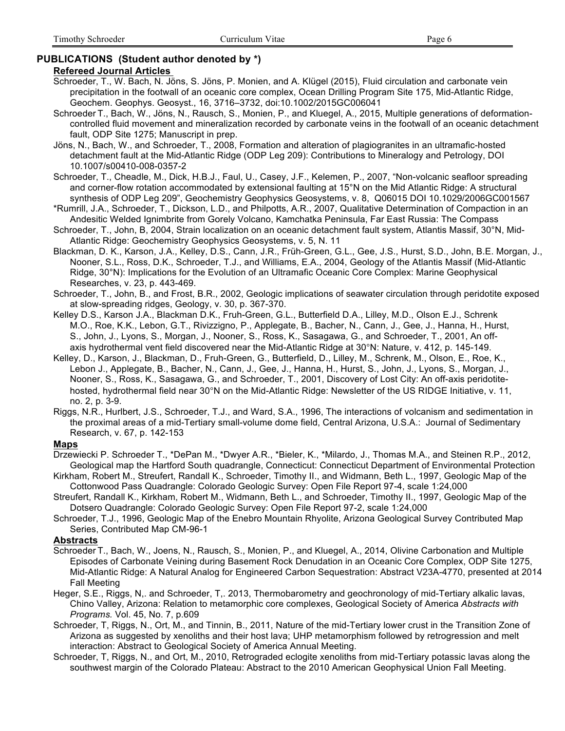## PUBLICATIONS (Student author denoted by *)

### Refereed Journal Articles

Schroeder, T., W. Bach, N. Jöns, S. Jöns, P. Monien, and A. Klügel (2015), Fluid circulation and carbonate vein precipitation in the footwall of an oceanic core complex, Ocean Drilling Program Site 175, Mid-Atlantic Ridge, Geochem. Geophys. Geosyst., 16, 3716–3732, doi:10.1002/2015GC006041

Schroeder T., Bach, W., Jöns, N., Rausch, S., Monien, P., and Kluegel, A., 2015, Multiple generations of deformation-controlled fluid movement and mineralization recorded by carbonate veins in the footwall of an oceanic detachment fault, ODP Site 1275; Manuscript in prep.

Jöns, N., Bach, W., and Schroeder, T., 2008, Formation and alteration of plagiogranites in an ultramafic-hosted detachment fault at the Mid-Atlantic Ridge (ODP Leg 209): Contributions to Mineralogy and Petrology, DOI 10.1007/s00410-008-0357-2

Schroeder, T., Cheadle, M., Dick, H.B.J., Faul, U., Casey, J.F., Kelemen, P., 2007, "Non-volcanic seafloor spreading and corner-flow rotation accommodated by extensional faulting at 15°N on the Mid Atlantic Ridge: A structural synthesis of ODP Leg 209", Geochemistry Geophysics Geosystems, v. 8, Q06015 DOI 10.1029/2006GC001567

*Rumrill, J.A., Schroeder, T., Dickson, L.D., and Philpotts, A.R., 2007, Qualitative Determination of Compaction in an Andesitic Welded Ignimbrite from Gorely Volcano, Kamchatka Peninsula, Far East Russia: The Compass

Schroeder, T., John, B, 2004, Strain localization on an oceanic detachment fault system, Atlantis Massif, 30°N, Mid-Atlantic Ridge: Geochemistry Geophysics Geosystems, v. 5, N. 11

Blackman, D. K., Karson, J.A., Kelley, D.S., Cann, J.R., Früh-Green, G.L., Gee, J.S., Hurst, S.D., John, B.E. Morgan, J., Nooner, S.L., Ross, D.K., Schroeder, T.J., and Williams, E.A., 2004, Geology of the Atlantis Massif (Mid-Atlantic Ridge, 30°N): Implications for the Evolution of an Ultramafic Oceanic Core Complex: Marine Geophysical Researches, v. 23, p. 443-469.

Schroeder, T., John, B., and Frost, B.R., 2002, Geologic implications of seawater circulation through peridotite exposed at slow-spreading ridges, Geology, v. 30, p. 367-370.

Kelley D.S., Karson J.A., Blackman D.K., Fruh-Green, G.L., Butterfield D.A., Lilley, M.D., Olson E.J., Schrenk M.O., Roe, K.K., Lebon, G.T., Rivizzigno, P., Applegate, B., Bacher, N., Cann, J., Gee, J., Hanna, H., Hurst, S., John, J., Lyons, S., Morgan, J., Nooner, S., Ross, K., Sasagawa, G., and Schroeder, T., 2001, An off-axis hydrothermal vent field discovered near the Mid-Atlantic Ridge at 30°N: Nature, v. 412, p. 145-149.

Kelley, D., Karson, J., Blackman, D., Fruh-Green, G., Butterfield, D., Lilley, M., Schrenk, M., Olson, E., Roe, K., Lebon J., Applegate, B., Bacher, N., Cann, J., Gee, J., Hanna, H., Hurst, S., John, J., Lyons, S., Morgan, J., Nooner, S., Ross, K., Sasagawa, G., and Schroeder, T., 2001, Discovery of Lost City: An off-axis peridotite-hosted, hydrothermal field near 30°N on the Mid-Atlantic Ridge: Newsletter of the US RIDGE Initiative, v. 11, no. 2, p. 3-9.

Riggs, N.R., Hurlbert, J.S., Schroeder, T.J., and Ward, S.A., 1996, The interactions of volcanism and sedimentation in the proximal areas of a mid-Tertiary small-volume dome field, Central Arizona, U.S.A.: Journal of Sedimentary Research, v. 67, p. 142-153

### Maps

Drzewiecki P. Schroeder T., *DePan M., *Dwyer A.R., *Bieler, K., *Milardo, J., Thomas M.A., and Steinen R.P., 2012, Geological map the Hartford South quadrangle, Connecticut: Connecticut Department of Environmental Protection

Kirkham, Robert M., Streufert, Randall K., Schroeder, Timothy II., and Widmann, Beth L., 1997, Geologic Map of the Cottonwood Pass Quadrangle: Colorado Geologic Survey: Open File Report 97-4, scale 1:24,000

Streufert, Randall K., Kirkham, Robert M., Widmann, Beth L., and Schroeder, Timothy II., 1997, Geologic Map of the Dotsero Quadrangle: Colorado Geologic Survey: Open File Report 97-2, scale 1:24,000

Schroeder, T.J., 1996, Geologic Map of the Enebro Mountain Rhyolite, Arizona Geological Survey Contributed Map Series, Contributed Map CM-96-1

### Abstracts

Schroeder T., Bach, W., Joens, N., Rausch, S., Monien, P., and Kluegel, A., 2014, Olivine Carbonation and Multiple Episodes of Carbonate Veining during Basement Rock Denudation in an Oceanic Core Complex, ODP Site 1275, Mid-Atlantic Ridge: A Natural Analog for Engineered Carbon Sequestration: Abstract V23A-4770, presented at 2014 Fall Meeting

Heger, S.E., Riggs, N,. and Schroeder, T,. 2013, Thermobarometry and geochronology of mid-Tertiary alkalic lavas, Chino Valley, Arizona: Relation to metamorphic core complexes, Geological Society of America *Abstracts with Programs.* Vol. 45, No. 7, p.609

Schroeder, T, Riggs, N., Ort, M., and Tinnin, B., 2011, Nature of the mid-Tertiary lower crust in the Transition Zone of Arizona as suggested by xenoliths and their host lava; UHP metamorphism followed by retrogression and melt interaction: Abstract to Geological Society of America Annual Meeting.

Schroeder, T, Riggs, N., and Ort, M., 2010, Retrograded eclogite xenoliths from mid-Tertiary potassic lavas along the southwest margin of the Colorado Plateau: Abstract to the 2010 American Geophysical Union Fall Meeting.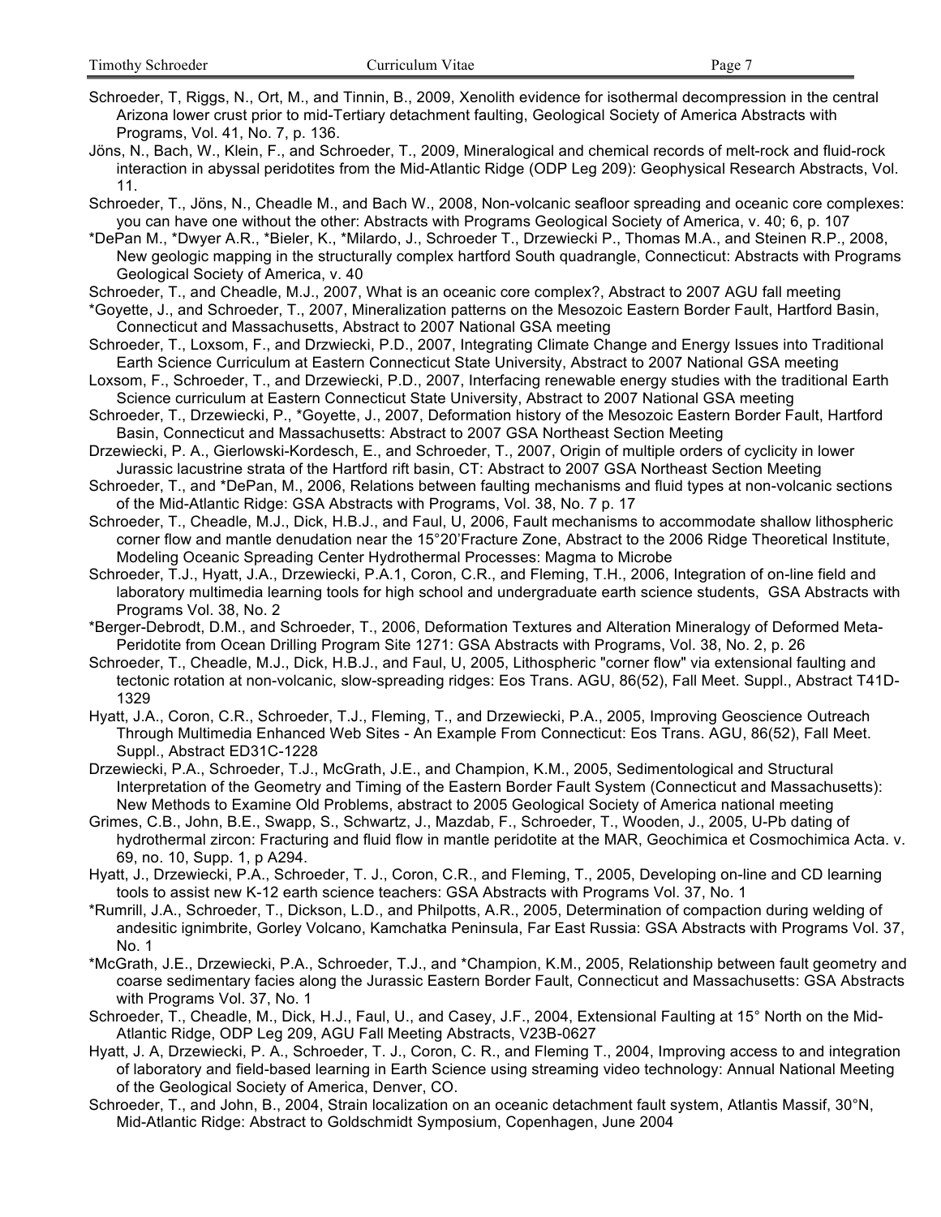Schroeder, T, Riggs, N., Ort, M., and Tinnin, B., 2009, Xenolith evidence for isothermal decompression in the central Arizona lower crust prior to mid-Tertiary detachment faulting, Geological Society of America Abstracts with Programs, Vol. 41, No. 7, p. 136.

Jöns, N., Bach, W., Klein, F., and Schroeder, T., 2009, Mineralogical and chemical records of melt-rock and fluid-rock interaction in abyssal peridotites from the Mid-Atlantic Ridge (ODP Leg 209): Geophysical Research Abstracts, Vol. 11.

Schroeder, T., Jöns, N., Cheadle M., and Bach W., 2008, Non-volcanic seafloor spreading and oceanic core complexes: you can have one without the other: Abstracts with Programs Geological Society of America, v. 40; 6, p. 107

*DePan M., *Dwyer A.R., *Bieler, K., *Milardo, J., Schroeder T., Drzewiecki P., Thomas M.A., and Steinen R.P., 2008, New geologic mapping in the structurally complex hartford South quadrangle, Connecticut: Abstracts with Programs Geological Society of America, v. 40

Schroeder, T., and Cheadle, M.J., 2007, What is an oceanic core complex?, Abstract to 2007 AGU fall meeting

*Goyette, J., and Schroeder, T., 2007, Mineralization patterns on the Mesozoic Eastern Border Fault, Hartford Basin, Connecticut and Massachusetts, Abstract to 2007 National GSA meeting

Schroeder, T., Loxsom, F., and Drzwiecki, P.D., 2007, Integrating Climate Change and Energy Issues into Traditional Earth Science Curriculum at Eastern Connecticut State University, Abstract to 2007 National GSA meeting

Loxsom, F., Schroeder, T., and Drzewiecki, P.D., 2007, Interfacing renewable energy studies with the traditional Earth Science curriculum at Eastern Connecticut State University, Abstract to 2007 National GSA meeting

Schroeder, T., Drzewiecki, P., *Goyette, J., 2007, Deformation history of the Mesozoic Eastern Border Fault, Hartford Basin, Connecticut and Massachusetts: Abstract to 2007 GSA Northeast Section Meeting

Drzewiecki, P. A., Gierlowski-Kordesch, E., and Schroeder, T., 2007, Origin of multiple orders of cyclicity in lower Jurassic lacustrine strata of the Hartford rift basin, CT: Abstract to 2007 GSA Northeast Section Meeting

Schroeder, T., and *DePan, M., 2006, Relations between faulting mechanisms and fluid types at non-volcanic sections of the Mid-Atlantic Ridge: GSA Abstracts with Programs, Vol. 38, No. 7 p. 17

Schroeder, T., Cheadle, M.J., Dick, H.B.J., and Faul, U, 2006, Fault mechanisms to accommodate shallow lithospheric corner flow and mantle denudation near the 15°20'Fracture Zone, Abstract to the 2006 Ridge Theoretical Institute, Modeling Oceanic Spreading Center Hydrothermal Processes: Magma to Microbe

Schroeder, T.J., Hyatt, J.A., Drzewiecki, P.A.1, Coron, C.R., and Fleming, T.H., 2006, Integration of on-line field and laboratory multimedia learning tools for high school and undergraduate earth science students, GSA Abstracts with Programs Vol. 38, No. 2

*Berger-Debrodt, D.M., and Schroeder, T., 2006, Deformation Textures and Alteration Mineralogy of Deformed Meta-Peridotite from Ocean Drilling Program Site 1271: GSA Abstracts with Programs, Vol. 38, No. 2, p. 26

Schroeder, T., Cheadle, M.J., Dick, H.B.J., and Faul, U, 2005, Lithospheric "corner flow" via extensional faulting and tectonic rotation at non-volcanic, slow-spreading ridges: Eos Trans. AGU, 86(52), Fall Meet. Suppl., Abstract T41D-1329

Hyatt, J.A., Coron, C.R., Schroeder, T.J., Fleming, T., and Drzewiecki, P.A., 2005, Improving Geoscience Outreach Through Multimedia Enhanced Web Sites - An Example From Connecticut: Eos Trans. AGU, 86(52), Fall Meet. Suppl., Abstract ED31C-1228

Drzewiecki, P.A., Schroeder, T.J., McGrath, J.E., and Champion, K.M., 2005, Sedimentological and Structural Interpretation of the Geometry and Timing of the Eastern Border Fault System (Connecticut and Massachusetts): New Methods to Examine Old Problems, abstract to 2005 Geological Society of America national meeting

Grimes, C.B., John, B.E., Swapp, S., Schwartz, J., Mazdab, F., Schroeder, T., Wooden, J., 2005, U-Pb dating of hydrothermal zircon: Fracturing and fluid flow in mantle peridotite at the MAR, Geochimica et Cosmochimica Acta. v. 69, no. 10, Supp. 1, p A294.

Hyatt, J., Drzewiecki, P.A., Schroeder, T. J., Coron, C.R., and Fleming, T., 2005, Developing on-line and CD learning tools to assist new K-12 earth science teachers: GSA Abstracts with Programs Vol. 37, No. 1

*Rumrill, J.A., Schroeder, T., Dickson, L.D., and Philpotts, A.R., 2005, Determination of compaction during welding of andesitic ignimbrite, Gorley Volcano, Kamchatka Peninsula, Far East Russia: GSA Abstracts with Programs Vol. 37, No. 1

*McGrath, J.E., Drzewiecki, P.A., Schroeder, T.J., and *Champion, K.M., 2005, Relationship between fault geometry and coarse sedimentary facies along the Jurassic Eastern Border Fault, Connecticut and Massachusetts: GSA Abstracts with Programs Vol. 37, No. 1

Schroeder, T., Cheadle, M., Dick, H.J., Faul, U., and Casey, J.F., 2004, Extensional Faulting at 15° North on the Mid-Atlantic Ridge, ODP Leg 209, AGU Fall Meeting Abstracts, V23B-0627

Hyatt, J. A, Drzewiecki, P. A., Schroeder, T. J., Coron, C. R., and Fleming T., 2004, Improving access to and integration of laboratory and field-based learning in Earth Science using streaming video technology: Annual National Meeting of the Geological Society of America, Denver, CO.

Schroeder, T., and John, B., 2004, Strain localization on an oceanic detachment fault system, Atlantis Massif, 30°N, Mid-Atlantic Ridge: Abstract to Goldschmidt Symposium, Copenhagen, June 2004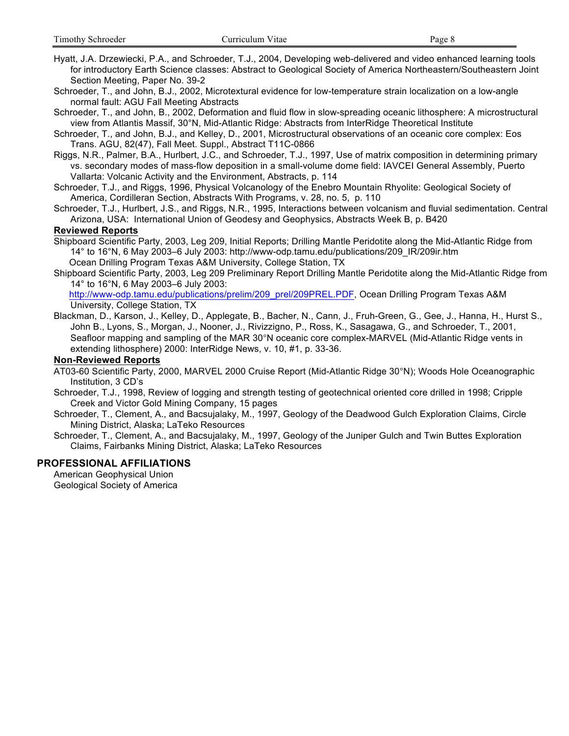Hyatt, J.A. Drzewiecki, P.A., and Schroeder, T.J., 2004, Developing web-delivered and video enhanced learning tools for introductory Earth Science classes: Abstract to Geological Society of America Northeastern/Southeastern Joint Section Meeting, Paper No. 39-2

Schroeder, T., and John, B.J., 2002, Microtextural evidence for low-temperature strain localization on a low-angle normal fault: AGU Fall Meeting Abstracts

Schroeder, T., and John, B., 2002, Deformation and fluid flow in slow-spreading oceanic lithosphere: A microstructural view from Atlantis Massif, 30°N, Mid-Atlantic Ridge: Abstracts from InterRidge Theoretical Institute

Schroeder, T., and John, B.J., and Kelley, D., 2001, Microstructural observations of an oceanic core complex: Eos Trans. AGU, 82(47), Fall Meet. Suppl., Abstract T11C-0866

Riggs, N.R., Palmer, B.A., Hurlbert, J.C., and Schroeder, T.J., 1997, Use of matrix composition in determining primary vs. secondary modes of mass-flow deposition in a small-volume dome field: IAVCEI General Assembly, Puerto Vallarta: Volcanic Activity and the Environment, Abstracts, p. 114

Schroeder, T.J., and Riggs, 1996, Physical Volcanology of the Enebro Mountain Rhyolite: Geological Society of America, Cordilleran Section, Abstracts With Programs, v. 28, no. 5, p. 110

Schroeder, T.J., Hurlbert, J.S., and Riggs, N.R., 1995, Interactions between volcanism and fluvial sedimentation. Central Arizona, USA: International Union of Geodesy and Geophysics, Abstracts Week B, p. B420

**Reviewed Reports**

Shipboard Scientific Party, 2003, Leg 209, Initial Reports; Drilling Mantle Peridotite along the Mid-Atlantic Ridge from 14° to 16°N, 6 May 2003–6 July 2003: http://www-odp.tamu.edu/publications/209_IR/209ir.htm Ocean Drilling Program Texas A&M University, College Station, TX

Shipboard Scientific Party, 2003, Leg 209 Preliminary Report Drilling Mantle Peridotite along the Mid-Atlantic Ridge from 14° to 16°N, 6 May 2003–6 July 2003: http://www-odp.tamu.edu/publications/prelim/209_prel/209PREL.PDF, Ocean Drilling Program Texas A&M University, College Station, TX

Blackman, D., Karson, J., Kelley, D., Applegate, B., Bacher, N., Cann, J., Fruh-Green, G., Gee, J., Hanna, H., Hurst S., John B., Lyons, S., Morgan, J., Nooner, J., Rivizzigno, P., Ross, K., Sasagawa, G., and Schroeder, T., 2001, Seafloor mapping and sampling of the MAR 30°N oceanic core complex-MARVEL (Mid-Atlantic Ridge vents in extending lithosphere) 2000: InterRidge News, v. 10, #1, p. 33-36.

**Non-Reviewed Reports**

AT03-60 Scientific Party, 2000, MARVEL 2000 Cruise Report (Mid-Atlantic Ridge 30°N); Woods Hole Oceanographic Institution, 3 CD's

Schroeder, T.J., 1998, Review of logging and strength testing of geotechnical oriented core drilled in 1998; Cripple Creek and Victor Gold Mining Company, 15 pages

Schroeder, T., Clement, A., and Bacsujalaky, M., 1997, Geology of the Deadwood Gulch Exploration Claims, Circle Mining District, Alaska; LaTeko Resources

Schroeder, T., Clement, A., and Bacsujalaky, M., 1997, Geology of the Juniper Gulch and Twin Buttes Exploration Claims, Fairbanks Mining District, Alaska; LaTeko Resources

## PROFESSIONAL AFFILIATIONS

American Geophysical Union
Geological Society of America